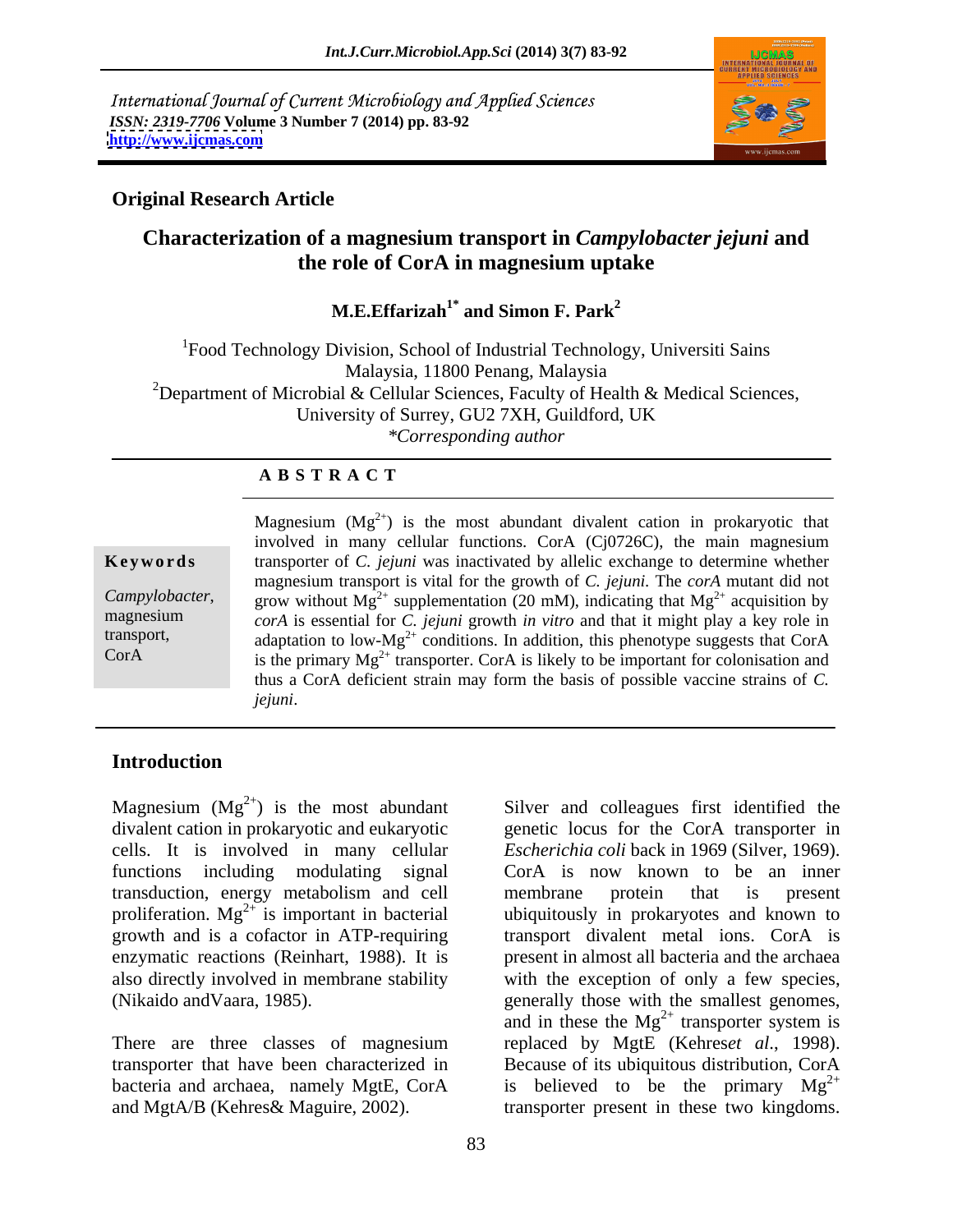International Journal of Current Microbiology and Applied Sciences
*ISSN: 2319-7706* **Volume 3 Number 7 (2014) pp. 83-92**
**http://www.ijcmas.com**

**Original Research Article**

# Characterization of a magnesium transport in *Campylobacter jejuni* and the role of CorA in magnesium uptake

**M.E.Effarizah[1*] and Simon F. Park[2]**

[1]Food Technology Division, School of Industrial Technology, Universiti Sains Malaysia, 11800 Penang, Malaysia
[2]Department of Microbial & Cellular Sciences, Faculty of Health & Medical Sciences, University of Surrey, GU2 7XH, Guildford, UK
*\*Corresponding author*

**A B S T R A C T**

**Keywords**

*Campylobacter*, magnesium transport, CorA

Magnesium ($Mg^{2+}$) is the most abundant divalent cation in prokaryotic that involved in many cellular functions. CorA (Cj0726C), the main magnesium transporter of *C. jejuni* was inactivated by allelic exchange to determine whether magnesium transport is vital for the growth of *C. jejuni*. The *corA* mutant did not grow without $Mg^{2+}$ supplementation (20 mM), indicating that $Mg^{2+}$ acquisition by *corA* is essential for *C. jejuni* growth *in vitro* and that it might play a key role in adaptation to low-$Mg^{2+}$ conditions. In addition, this phenotype suggests that CorA is the primary $Mg^{2+}$ transporter. CorA is likely to be important for colonisation and thus a CorA deficient strain may form the basis of possible vaccine strains of *C. jejuni*.

## Introduction

Magnesium ($Mg^{2+}$) is the most abundant divalent cation in prokaryotic and eukaryotic cells. It is involved in many cellular functions including modulating signal transduction, energy metabolism and cell proliferation. $Mg^{2+}$ is important in bacterial growth and is a cofactor in ATP-requiring enzymatic reactions (Reinhart, 1988). It is also directly involved in membrane stability (Nikaido andVaara, 1985).

There are three classes of magnesium transporter that have been characterized in bacteria and archaea, namely MgtE, CorA and MgtA/B (Kehres& Maguire, 2002).

Silver and colleagues first identified the genetic locus for the CorA transporter in *Escherichia coli* back in 1969 (Silver, 1969). CorA is now known to be an inner membrane protein that is present ubiquitously in prokaryotes and known to transport divalent metal ions. CorA is present in almost all bacteria and the archaea with the exception of only a few species, generally those with the smallest genomes, and in these the $Mg^{2+}$ transporter system is replaced by MgtE (Kehres*et al*., 1998). Because of its ubiquitous distribution, CorA is believed to be the primary $Mg^{2+}$ transporter present in these two kingdoms.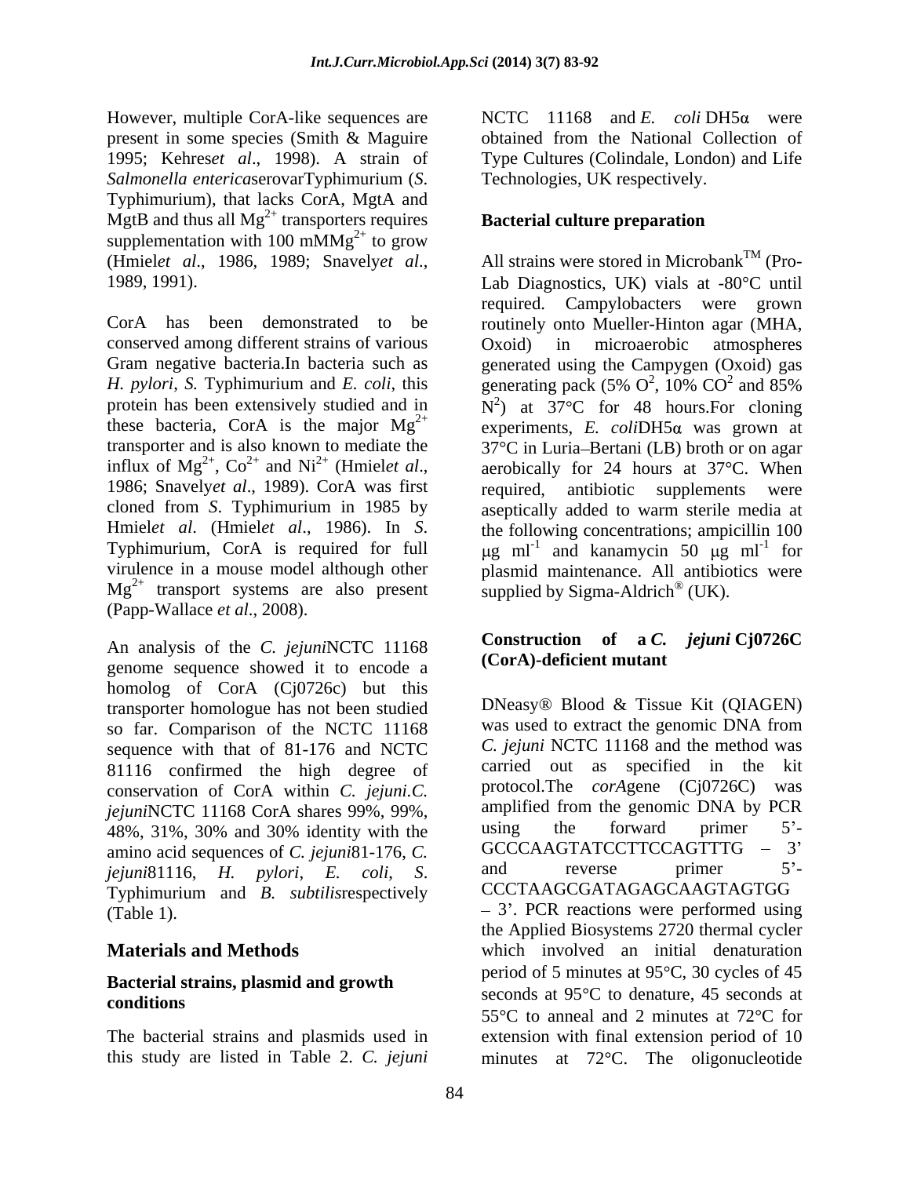However, multiple CorA-like sequences are present in some species (Smith & Maguire 1995; Kehres*et al*., 1998). A strain of *Salmonella enterica*serovarTyphimurium (*S.* Typhimurium), that lacks CorA, MgtA and MgtB and thus all $Mg^{2+}$ transporters requires supplementation with 100 $mMMg^{2+}$ to grow (Hmiel*et al*., 1986, 1989; Snavely*et al*., 1989, 1991).

CorA has been demonstrated to be conserved among different strains of various Gram negative bacteria.In bacteria such as *H. pylori*, *S.* Typhimurium and *E. coli*, this protein has been extensively studied and in these bacteria, CorA is the major $Mg^{2+}$ transporter and is also known to mediate the influx of $Mg^{2+}$, $Co^{2+}$ and $Ni^{2+}$ (Hmiel*et al*., 1986; Snavely*et al*., 1989). CorA was first cloned from *S*. Typhimurium in 1985 by Hmiel*et al*. (Hmiel*et al*., 1986). In *S*. Typhimurium, CorA is required for full virulence in a mouse model although other $Mg^{2+}$ transport systems are also present (Papp-Wallace *et al*., 2008).

An analysis of the *C. jejuni*NCTC 11168 genome sequence showed it to encode a homolog of CorA (Cj0726c) but this transporter homologue has not been studied so far. Comparison of the NCTC 11168 sequence with that of 81-176 and NCTC 81116 confirmed the high degree of conservation of CorA within *C. jejuni.C. jejuni*NCTC 11168 CorA shares 99%, 99%, 48%, 31%, 30% and 30% identity with the amino acid sequences of *C. jejuni*81-176, *C. jejuni*81116, *H. pylori*, *E. coli*, *S*. Typhimurium and *B. subtilis*respectively (Table 1).

## Materials and Methods

### Bacterial strains, plasmid and growth conditions

The bacterial strains and plasmids used in this study are listed in Table 2. *C. jejuni* NCTC 11168 and *E. coli* DH5α were obtained from the National Collection of Type Cultures (Colindale, London) and Life Technologies, UK respectively.

### Bacterial culture preparation

All strains were stored in Microbank™ (Pro-Lab Diagnostics, UK) vials at -80°C until required. Campylobacters were grown routinely onto Mueller-Hinton agar (MHA, Oxoid) in microaerobic atmospheres generated using the Campygen (Oxoid) gas generating pack (5% $O^2$, 10% $CO^2$ and 85% $N^2$) at 37°C for 48 hours.For cloning experiments, *E. coli*DH5α was grown at 37°C in Luria–Bertani (LB) broth or on agar aerobically for 24 hours at 37°C. When required, antibiotic supplements were aseptically added to warm sterile media at the following concentrations; ampicillin 100 μg $ml^{-1}$ and kanamycin 50 μg $ml^{-1}$ for plasmid maintenance. All antibiotics were supplied by Sigma-Aldrich® (UK).

### Construction of a *C. jejuni* Cj0726C (CorA)-deficient mutant

DNeasy® Blood & Tissue Kit (QIAGEN) was used to extract the genomic DNA from *C. jejuni* NCTC 11168 and the method was carried out as specified in the kit protocol.The *corA*gene (Cj0726C) was amplified from the genomic DNA by PCR using the forward primer 5'-GCCCAAGTATCCTTCCAGTTTG – 3' and reverse primer 5'-CCCTAAGCGATAGAGCAAGTAGTGG – 3'. PCR reactions were performed using the Applied Biosystems 2720 thermal cycler which involved an initial denaturation period of 5 minutes at 95°C, 30 cycles of 45 seconds at 95°C to denature, 45 seconds at 55°C to anneal and 2 minutes at 72°C for extension with final extension period of 10 minutes at 72°C. The oligonucleotide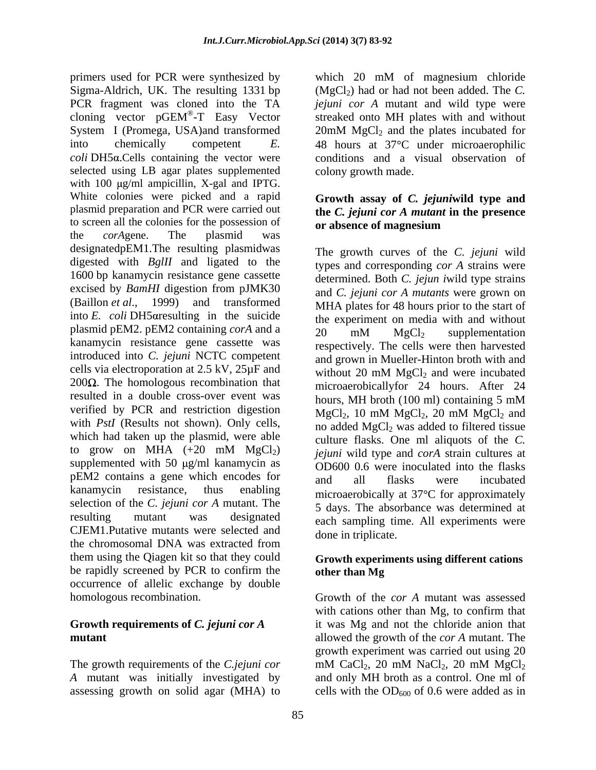primers used for PCR were synthesized by Sigma-Aldrich, UK. The resulting 1331 bp PCR fragment was cloned into the TA cloning vector pGEM®-T Easy Vector System I (Promega, USA)and transformed into chemically competent *E. coli* DH5α.Cells containing the vector were selected using LB agar plates supplemented with 100 μg/ml ampicillin, X-gal and IPTG. White colonies were picked and a rapid plasmid preparation and PCR were carried out to screen all the colonies for the possession of the *corA*gene. The plasmid was designatedpEM1.The resulting plasmidwas digested with *BglII* and ligated to the 1600 bp kanamycin resistance gene cassette excised by *BamHI* digestion from pJMK30 (Baillon *et al*., 1999) and transformed into *E. coli* DH5αresulting in the suicide plasmid pEM2. pEM2 containing *corA* and a kanamycin resistance gene cassette was introduced into *C. jejuni* NCTC competent cells via electroporation at 2.5 kV, 25μF and 200Ω. The homologous recombination that resulted in a double cross-over event was verified by PCR and restriction digestion with *PstI* (Results not shown). Only cells, which had taken up the plasmid, were able to grow on MHA (+20 mM $MgCl_2$) supplemented with 50 μg/ml kanamycin as pEM2 contains a gene which encodes for kanamycin resistance, thus enabling selection of the *C. jejuni cor A* mutant. The resulting mutant was designated CJEM1.Putative mutants were selected and the chromosomal DNA was extracted from them using the Qiagen kit so that they could be rapidly screened by PCR to confirm the occurrence of allelic exchange by double homologous recombination.

**Growth requirements of *C. jejuni cor A* mutant**

The growth requirements of the *C.jejuni cor A* mutant was initially investigated by assessing growth on solid agar (MHA) to which 20 mM of magnesium chloride ($MgCl_2$) had or had not been added. The *C. jejuni cor A* mutant and wild type were streaked onto MH plates with and without 20mM $MgCl_2$ and the plates incubated for 48 hours at 37°C under microaerophilic conditions and a visual observation of colony growth made.

**Growth assay of *C. jejuni*wild type and the *C. jejuni cor A mutant* in the presence or absence of magnesium**

The growth curves of the *C. jejuni* wild types and corresponding *cor A* strains were determined. Both *C. jejun i*wild type strains and *C. jejuni cor A mutants* were grown on MHA plates for 48 hours prior to the start of the experiment on media with and without 20 mM $MgCl_2$ supplementation respectively. The cells were then harvested and grown in Mueller-Hinton broth with and without 20 mM $MgCl_2$ and were incubated microaerobicallyfor 24 hours. After 24 hours, MH broth (100 ml) containing 5 mM $MgCl_2$, 10 mM $MgCl_2$, 20 mM $MgCl_2$ and no added $MgCl_2$ was added to filtered tissue culture flasks. One ml aliquots of the *C. jejuni* wild type and *corA* strain cultures at OD600 0.6 were inoculated into the flasks and all flasks were incubated microaerobically at 37°C for approximately 5 days. The absorbance was determined at each sampling time. All experiments were done in triplicate.

**Growth experiments using different cations other than Mg**

Growth of the *cor A* mutant was assessed with cations other than Mg, to confirm that it was Mg and not the chloride anion that allowed the growth of the *cor A* mutant. The growth experiment was carried out using 20 mM $CaCl_2$, 20 mM $NaCl_2$, 20 mM $MgCl_2$ and only MH broth as a control. One ml of cells with the $OD_{600}$ of 0.6 were added as in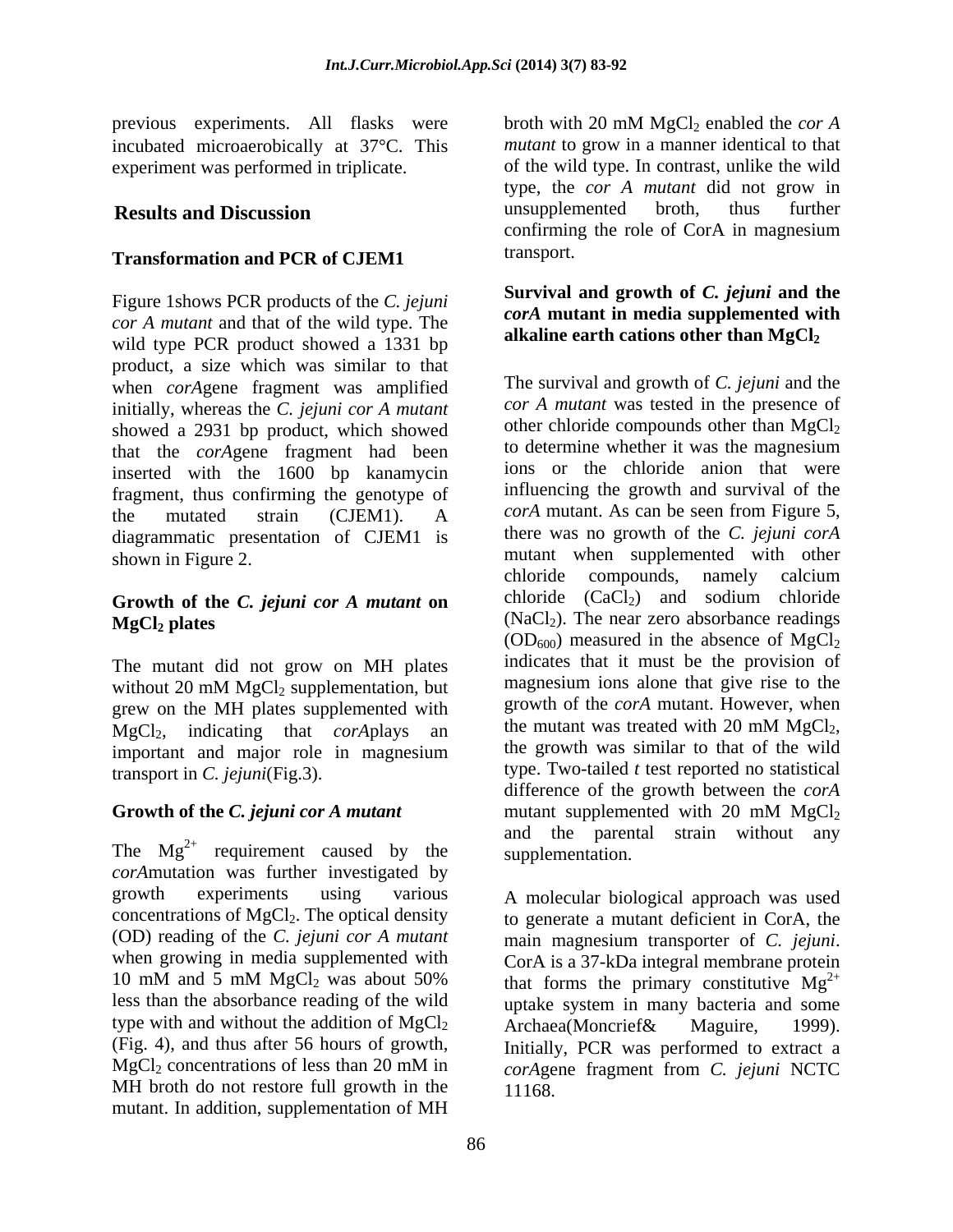previous experiments. All flasks were incubated microaerobically at 37°C. This experiment was performed in triplicate.

## Results and Discussion

### Transformation and PCR of CJEM1

Figure 1shows PCR products of the *C. jejuni cor A mutant* and that of the wild type. The wild type PCR product showed a 1331 bp product, a size which was similar to that when *corA*gene fragment was amplified initially, whereas the *C. jejuni cor A mutant* showed a 2931 bp product, which showed that the *corA*gene fragment had been inserted with the 1600 bp kanamycin fragment, thus confirming the genotype of the mutated strain (CJEM1). A diagrammatic presentation of CJEM1 is shown in Figure 2.

### Growth of the *C. jejuni cor A mutant* on $MgCl_2$ plates

The mutant did not grow on MH plates without 20 mM $MgCl_2$ supplementation, but grew on the MH plates supplemented with $MgCl_2$, indicating that *corA*plays an important and major role in magnesium transport in *C. jejuni*(Fig.3).

### Growth of the *C. jejuni cor A mutant*

The $Mg^{2+}$ requirement caused by the *corA*mutation was further investigated by growth experiments using various concentrations of $MgCl_2$. The optical density (OD) reading of the *C. jejuni cor A mutant* when growing in media supplemented with 10 mM and 5 mM $MgCl_2$ was about 50% less than the absorbance reading of the wild type with and without the addition of $MgCl_2$ (Fig. 4), and thus after 56 hours of growth, $MgCl_2$ concentrations of less than 20 mM in MH broth do not restore full growth in the mutant. In addition, supplementation of MH broth with 20 mM $MgCl_2$ enabled the *cor A mutant* to grow in a manner identical to that of the wild type. In contrast, unlike the wild type, the *cor A mutant* did not grow in unsupplemented broth, thus further confirming the role of CorA in magnesium transport.

### Survival and growth of *C. jejuni* and the *corA* mutant in media supplemented with alkaline earth cations other than $MgCl_2$

The survival and growth of *C. jejuni* and the *cor A mutant* was tested in the presence of other chloride compounds other than $MgCl_2$ to determine whether it was the magnesium ions or the chloride anion that were influencing the growth and survival of the *corA* mutant. As can be seen from Figure 5, there was no growth of the *C. jejuni corA* mutant when supplemented with other chloride compounds, namely calcium chloride ($CaCl_2$) and sodium chloride ($NaCl_2$). The near zero absorbance readings ($OD_{600}$) measured in the absence of $MgCl_2$ indicates that it must be the provision of magnesium ions alone that give rise to the growth of the *corA* mutant. However, when the mutant was treated with 20 mM $MgCl_2$, the growth was similar to that of the wild type. Two-tailed *t* test reported no statistical difference of the growth between the *corA* mutant supplemented with 20 mM $MgCl_2$ and the parental strain without any supplementation.

A molecular biological approach was used to generate a mutant deficient in CorA, the main magnesium transporter of *C. jejuni*. CorA is a 37-kDa integral membrane protein that forms the primary constitutive $Mg^{2+}$ uptake system in many bacteria and some Archaea(Moncrief& Maguire, 1999). Initially, PCR was performed to extract a *corA*gene fragment from *C. jejuni* NCTC 11168.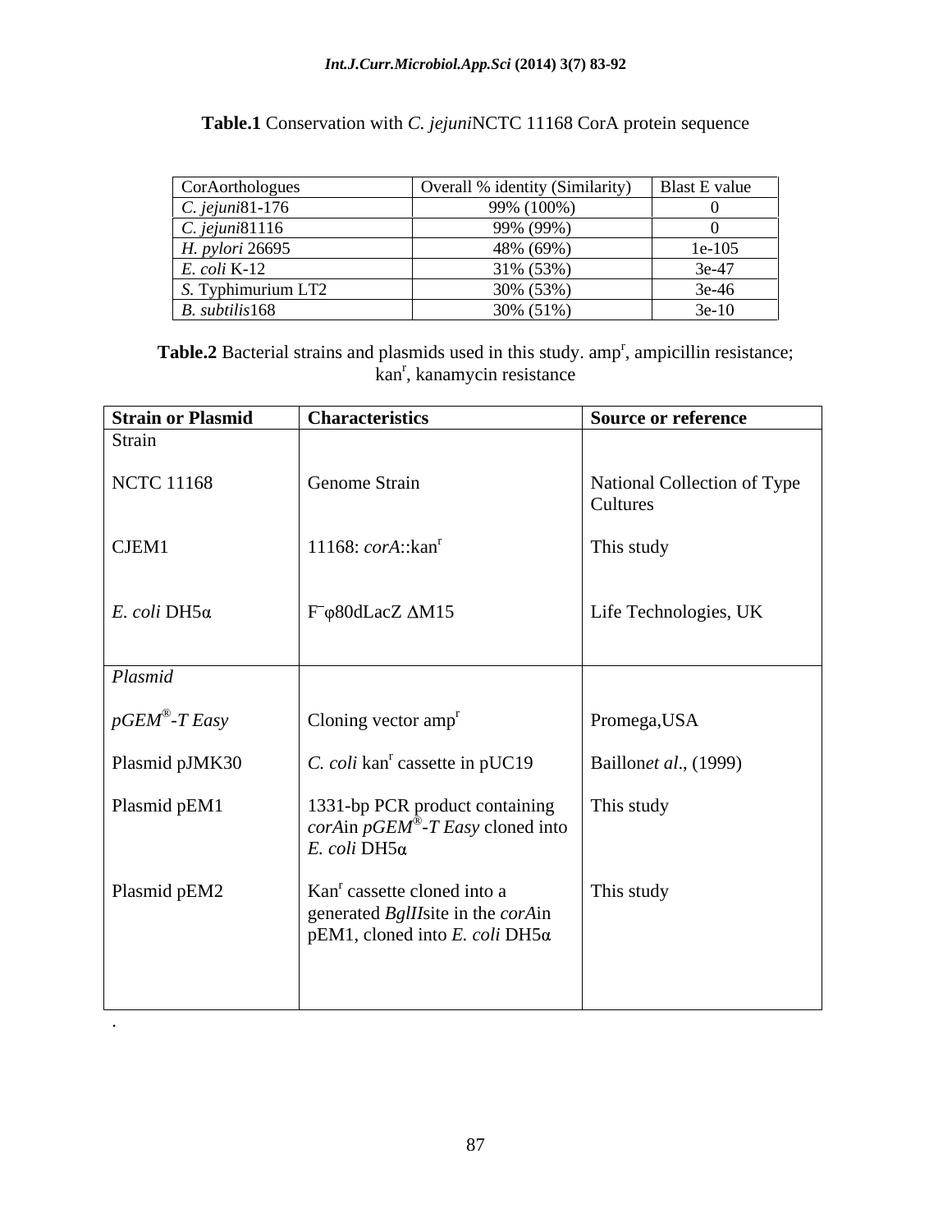**Table.1** Conservation with *C. jejuni*NCTC 11168 CorA protein sequence

| CorAorthologues | Overall % identity (Similarity) | Blast E value |
|---|---|---|
| *C. jejuni*81-176 | 99% (100%) | 0 |
| *C. jejuni*81116 | 99% (99%) | 0 |
| *H. pylori* 26695 | 48% (69%) | 1e-105 |
| *E. coli* K-12 | 31% (53%) | 3e-47 |
| *S.* Typhimurium LT2 | 30% (53%) | 3e-46 |
| *B. subtilis*168 | 30% (51%) | 3e-10 |

**Table.2** Bacterial strains and plasmids used in this study. amp$^r$, ampicillin resistance; kan$^r$, kanamycin resistance

| Strain or Plasmid | Characteristics | Source or reference |
|---|---|---|
| Strain | | |
| NCTC 11168 | Genome Strain | National Collection of Type Cultures |
| CJEM1 | 11168: *corA*::kan$^r$ | This study |
| *E. coli* DH5α | F$^{-}$φ80dLacZ ΔM15 | Life Technologies, UK |
| *Plasmid* | | |
| *pGEM®-T Easy* | Cloning vector amp$^r$ | Promega,USA |
| Plasmid pJMK30 | *C. coli* kan$^r$ cassette in pUC19 | Baillon*et al.*, (1999) |
| Plasmid pEM1 | 1331-bp PCR product containing *corA*in *pGEM®-T Easy* cloned into *E. coli* DH5α | This study |
| Plasmid pEM2 | Kan$^r$ cassette cloned into a generated *BglII*site in the *corA*in pEM1, cloned into *E. coli* DH5α | This study |

.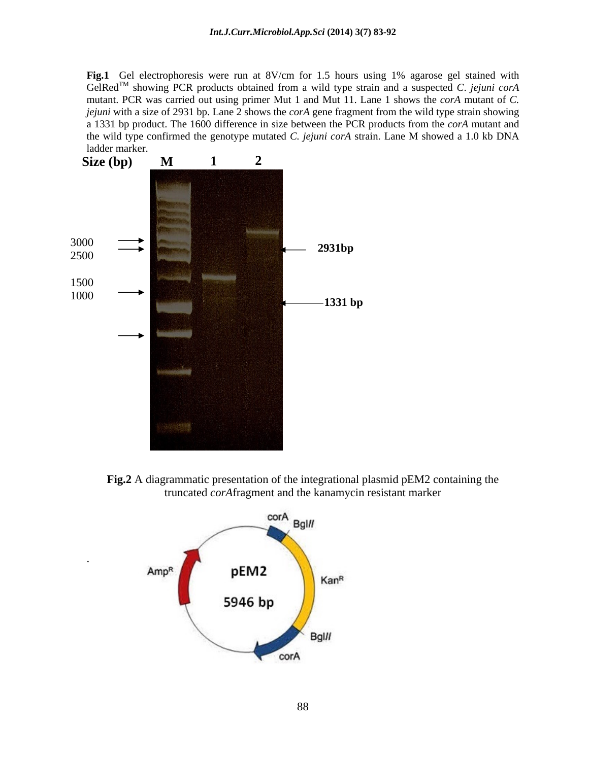**Fig.1** Gel electrophoresis were run at 8V/cm for 1.5 hours using 1% agarose gel stained with GelRed[TM] showing PCR products obtained from a wild type strain and a suspected *C. jejuni corA* mutant. PCR was carried out using primer Mut 1 and Mut 11. Lane 1 shows the *corA* mutant of *C. jejuni* with a size of 2931 bp. Lane 2 shows the *corA* gene fragment from the wild type strain showing a 1331 bp product. The 1600 difference in size between the PCR products from the *corA* mutant and the wild type confirmed the genotype mutated *C. jejuni corA* strain. Lane M showed a 1.0 kb DNA ladder marker.

**Fig.2** A diagrammatic presentation of the integrational plasmid pEM2 containing the truncated *corA*fragment and the kanamycin resistant marker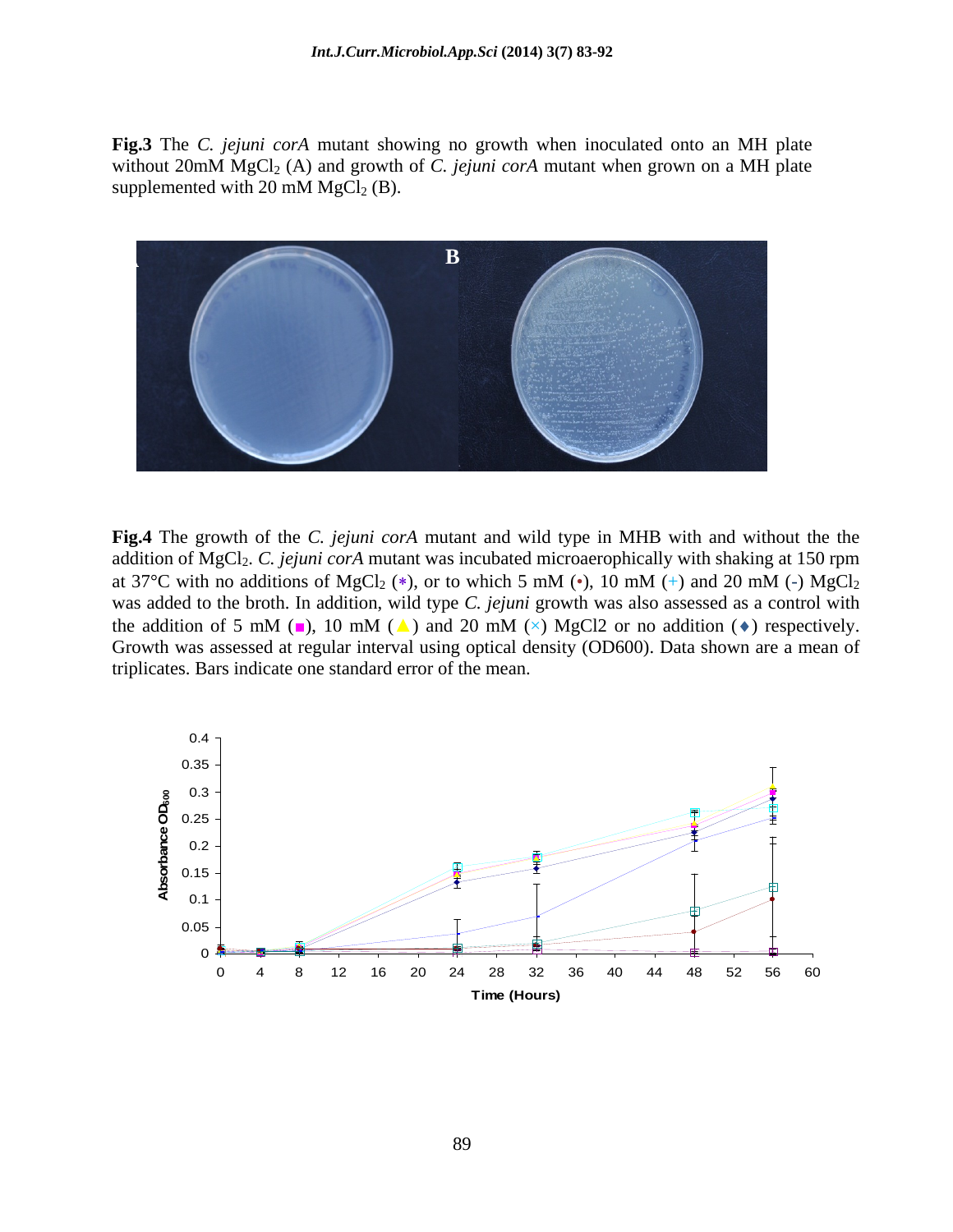**Fig.3** The *C. jejuni corA* mutant showing no growth when inoculated onto an MH plate without 20mM $MgCl_2$ (A) and growth of *C. jejuni corA* mutant when grown on a MH plate supplemented with 20 mM $MgCl_2$ (B).

**Fig.4** The growth of the *C. jejuni corA* mutant and wild type in MHB with and without the the addition of $MgCl_2$. *C. jejuni corA* mutant was incubated microaerophically with shaking at 150 rpm at 37°C with no additions of $MgCl_2$ (*), or to which 5 mM (•), 10 mM (+) and 20 mM (-) $MgCl_2$ was added to the broth. In addition, wild type *C. jejuni* growth was also assessed as a control with the addition of 5 mM (■), 10 mM (▲) and 20 mM (×) MgCl2 or no addition (♦) respectively. Growth was assessed at regular interval using optical density (OD600). Data shown are a mean of triplicates. Bars indicate one standard error of the mean.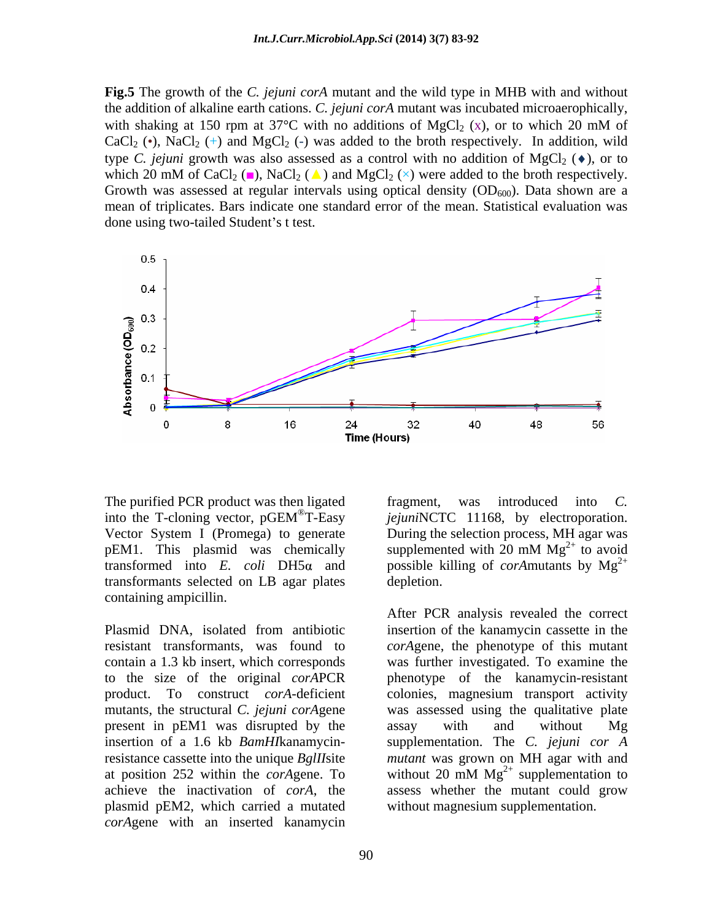**Fig.5** The growth of the *C. jejuni corA* mutant and the wild type in MHB with and without the addition of alkaline earth cations. *C. jejuni corA* mutant was incubated microaerophically, with shaking at 150 rpm at 37°C with no additions of $MgCl_2$ (x), or to which 20 mM of $CaCl_2$ (•), $NaCl_2$ (+) and $MgCl_2$ (-) was added to the broth respectively. In addition, wild type *C. jejuni* growth was also assessed as a control with no addition of $MgCl_2$ (♦), or to which 20 mM of $CaCl_2$ (■), $NaCl_2$ (▲) and $MgCl_2$ (×) were added to the broth respectively. Growth was assessed at regular intervals using optical density ($OD_{600}$). Data shown are a mean of triplicates. Bars indicate one standard error of the mean. Statistical evaluation was done using two-tailed Student's t test.

The purified PCR product was then ligated into the T-cloning vector, pGEM®T-Easy Vector System I (Promega) to generate pEM1. This plasmid was chemically transformed into *E. coli* DH5α and transformants selected on LB agar plates containing ampicillin.

Plasmid DNA, isolated from antibiotic resistant transformants, was found to contain a 1.3 kb insert, which corresponds to the size of the original *corA*PCR product. To construct *corA*-deficient mutants, the structural *C. jejuni corA*gene present in pEM1 was disrupted by the insertion of a 1.6 kb *BamHI*kanamycin-resistance cassette into the unique *BglII*site at position 252 within the *corA*gene. To achieve the inactivation of *corA*, the plasmid pEM2, which carried a mutated *corA*gene with an inserted kanamycin fragment, was introduced into *C. jejuni*NCTC 11168, by electroporation. During the selection process, MH agar was supplemented with 20 mM $Mg^{2+}$ to avoid possible killing of *corA*mutants by $Mg^{2+}$ depletion.

After PCR analysis revealed the correct insertion of the kanamycin cassette in the *corA*gene, the phenotype of this mutant was further investigated. To examine the phenotype of the kanamycin-resistant colonies, magnesium transport activity was assessed using the qualitative plate assay with and without Mg supplementation. The *C. jejuni cor A mutant* was grown on MH agar with and without 20 mM $Mg^{2+}$ supplementation to assess whether the mutant could grow without magnesium supplementation.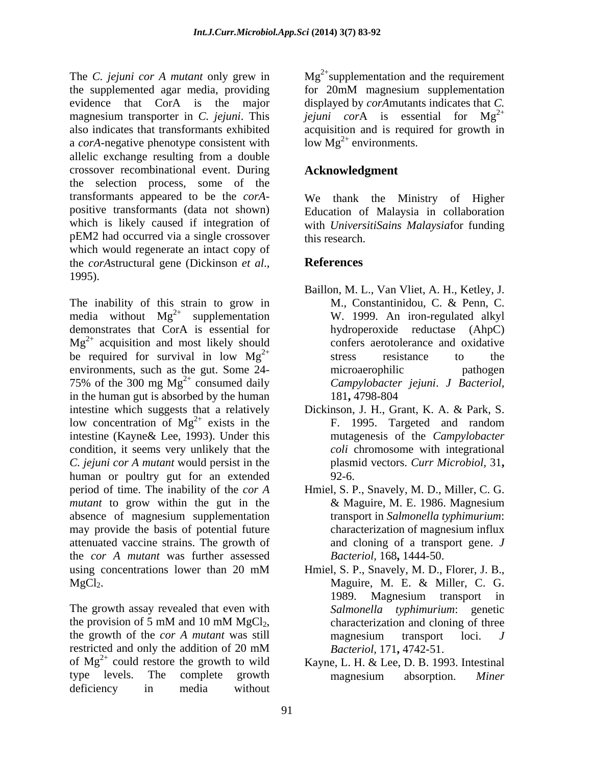The *C. jejuni cor A mutant* only grew in the supplemented agar media, providing evidence that CorA is the major magnesium transporter in *C. jejuni*. This also indicates that transformants exhibited a *corA*-negative phenotype consistent with allelic exchange resulting from a double crossover recombinational event. During the selection process, some of the transformants appeared to be the *corA*-positive transformants (data not shown) which is likely caused if integration of pEM2 had occurred via a single crossover which would regenerate an intact copy of the *corA*structural gene (Dickinson *et al*., 1995).

The inability of this strain to grow in media without $Mg^{2+}$ supplementation demonstrates that CorA is essential for $Mg^{2+}$ acquisition and most likely should be required for survival in low $Mg^{2+}$ environments, such as the gut. Some 24-75% of the 300 mg $Mg^{2+}$ consumed daily in the human gut is absorbed by the human intestine which suggests that a relatively low concentration of $Mg^{2+}$ exists in the intestine (Kayne& Lee, 1993). Under this condition, it seems very unlikely that the *C. jejuni cor A mutant* would persist in the human or poultry gut for an extended period of time. The inability of the *cor A mutant* to grow within the gut in the absence of magnesium supplementation may provide the basis of potential future attenuated vaccine strains. The growth of the *cor A mutant* was further assessed using concentrations lower than 20 mM $MgCl_2$.

The growth assay revealed that even with the provision of 5 mM and 10 mM $MgCl_2$, the growth of the *cor A mutant* was still restricted and only the addition of 20 mM of $Mg^{2+}$ could restore the growth to wild type levels. The complete growth deficiency in media without $Mg^{2+}$supplementation and the requirement for 20mM magnesium supplementation displayed by *corA*mutants indicates that *C. jejuni cor*A is essential for $Mg^{2+}$ acquisition and is required for growth in low $Mg^{2+}$ environments.

## Acknowledgment

We thank the Ministry of Higher Education of Malaysia in collaboration with *UniversitiSains Malaysia*for funding this research.

## References

Baillon, M. L., Van Vliet, A. H., Ketley, J. M., Constantinidou, C. & Penn, C. W. 1999. An iron-regulated alkyl hydroperoxide reductase (AhpC) confers aerotolerance and oxidative stress resistance to the microaerophilic pathogen *Campylobacter jejuni*. *J Bacteriol,* 181**,** 4798-804

Dickinson, J. H., Grant, K. A. & Park, S. F. 1995. Targeted and random mutagenesis of the *Campylobacter coli* chromosome with integrational plasmid vectors. *Curr Microbiol,* 31**,** 92-6.

Hmiel, S. P., Snavely, M. D., Miller, C. G. & Maguire, M. E. 1986. Magnesium transport in *Salmonella typhimurium*: characterization of magnesium influx and cloning of a transport gene. *J Bacteriol,* 168**,** 1444-50.

Hmiel, S. P., Snavely, M. D., Florer, J. B., Maguire, M. E. & Miller, C. G. 1989. Magnesium transport in *Salmonella typhimurium*: genetic characterization and cloning of three magnesium transport loci. *J Bacteriol,* 171**,** 4742-51.

Kayne, L. H. & Lee, D. B. 1993. Intestinal magnesium absorption. *Miner*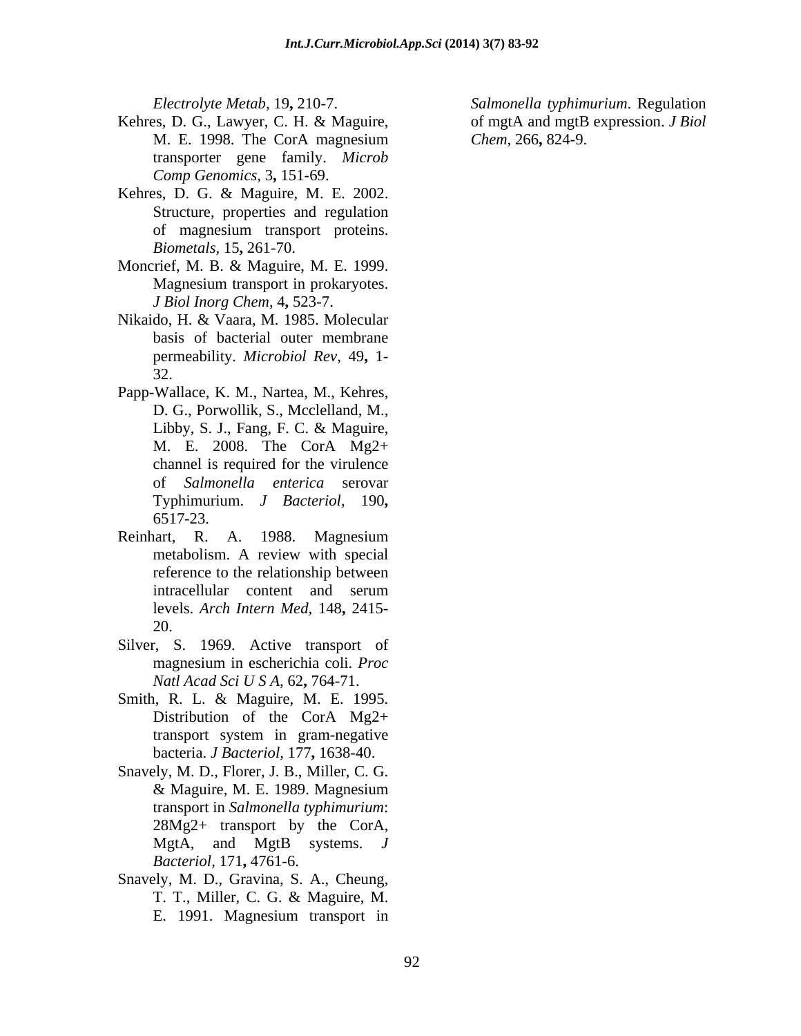*Electrolyte Metab,* 19**,** 210-7.

Kehres, D. G., Lawyer, C. H. & Maguire, M. E. 1998. The CorA magnesium transporter gene family. *Microb Comp Genomics,* 3**,** 151-69.

Kehres, D. G. & Maguire, M. E. 2002. Structure, properties and regulation of magnesium transport proteins. *Biometals,* 15**,** 261-70.

Moncrief, M. B. & Maguire, M. E. 1999. Magnesium transport in prokaryotes. *J Biol Inorg Chem,* 4**,** 523-7.

Nikaido, H. & Vaara, M. 1985. Molecular basis of bacterial outer membrane permeability. *Microbiol Rev,* 49**,** 1-32.

Papp-Wallace, K. M., Nartea, M., Kehres, D. G., Porwollik, S., Mcclelland, M., Libby, S. J., Fang, F. C. & Maguire, M. E. 2008. The CorA $Mg^{2+}$ channel is required for the virulence of *Salmonella enterica* serovar Typhimurium. *J Bacteriol,* 190**,** 6517-23.

Reinhart, R. A. 1988. Magnesium metabolism. A review with special reference to the relationship between intracellular content and serum levels. *Arch Intern Med,* 148**,** 2415-20.

Silver, S. 1969. Active transport of magnesium in escherichia coli. *Proc Natl Acad Sci U S A,* 62**,** 764-71.

Smith, R. L. & Maguire, M. E. 1995. Distribution of the CorA $Mg^{2+}$ transport system in gram-negative bacteria. *J Bacteriol,* 177**,** 1638-40.

Snavely, M. D., Florer, J. B., Miller, C. G. & Maguire, M. E. 1989. Magnesium transport in *Salmonella typhimurium*: $^{28}Mg^{2+}$ transport by the CorA, MgtA, and MgtB systems. *J Bacteriol,* 171**,** 4761-6.

Snavely, M. D., Gravina, S. A., Cheung, T. T., Miller, C. G. & Maguire, M. E. 1991. Magnesium transport in *Salmonella typhimurium*. Regulation of mgtA and mgtB expression. *J Biol Chem,* 266**,** 824-9.